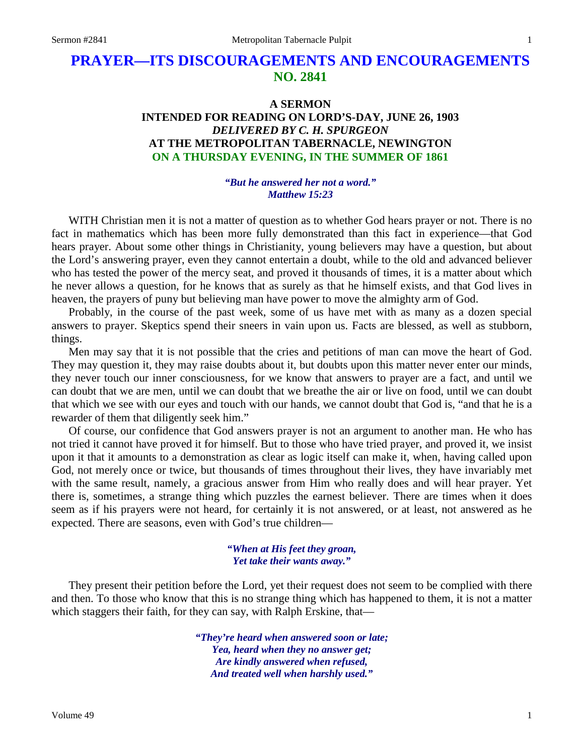# PRAYER—ITS DISCOURAGEMENTS AND ENCOURAGEMENTS
## NO. 2841

### A SERMON
### INTENDED FOR READING ON LORD'S-DAY, JUNE 26, 1903
### *DELIVERED BY C. H. SPURGEON*
### AT THE METROPOLITAN TABERNACLE, NEWINGTON
### ON A THURSDAY EVENING, IN THE SUMMER OF 1861

***"But he answered her not a word." Matthew 15:23***

WITH Christian men it is not a matter of question as to whether God hears prayer or not. There is no fact in mathematics which has been more fully demonstrated than this fact in experience—that God hears prayer. About some other things in Christianity, young believers may have a question, but about the Lord's answering prayer, even they cannot entertain a doubt, while to the old and advanced believer who has tested the power of the mercy seat, and proved it thousands of times, it is a matter about which he never allows a question, for he knows that as surely as that he himself exists, and that God lives in heaven, the prayers of puny but believing man have power to move the almighty arm of God.

Probably, in the course of the past week, some of us have met with as many as a dozen special answers to prayer. Skeptics spend their sneers in vain upon us. Facts are blessed, as well as stubborn, things.

Men may say that it is not possible that the cries and petitions of man can move the heart of God. They may question it, they may raise doubts about it, but doubts upon this matter never enter our minds, they never touch our inner consciousness, for we know that answers to prayer are a fact, and until we can doubt that we are men, until we can doubt that we breathe the air or live on food, until we can doubt that which we see with our eyes and touch with our hands, we cannot doubt that God is, "and that he is a rewarder of them that diligently seek him."

Of course, our confidence that God answers prayer is not an argument to another man. He who has not tried it cannot have proved it for himself. But to those who have tried prayer, and proved it, we insist upon it that it amounts to a demonstration as clear as logic itself can make it, when, having called upon God, not merely once or twice, but thousands of times throughout their lives, they have invariably met with the same result, namely, a gracious answer from Him who really does and will hear prayer. Yet there is, sometimes, a strange thing which puzzles the earnest believer. There are times when it does seem as if his prayers were not heard, for certainly it is not answered, or at least, not answered as he expected. There are seasons, even with God's true children—

> ***"When at His feet they groan,***
> ***Yet take their wants away."***

They present their petition before the Lord, yet their request does not seem to be complied with there and then. To those who know that this is no strange thing which has happened to them, it is not a matter which staggers their faith, for they can say, with Ralph Erskine, that—

> ***"They're heard when answered soon or late;***
> ***Yea, heard when they no answer get;***
> ***Are kindly answered when refused,***
> ***And treated well when harshly used."***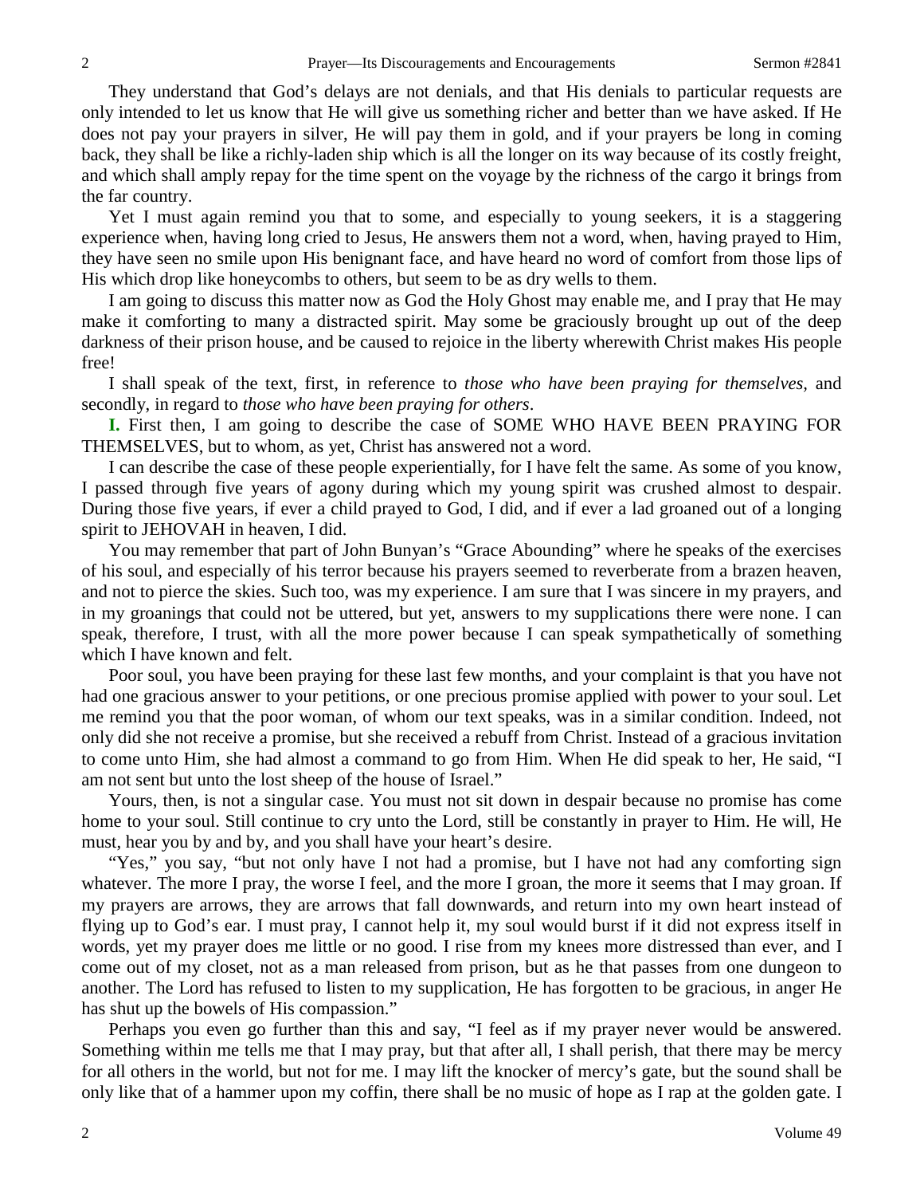They understand that God's delays are not denials, and that His denials to particular requests are only intended to let us know that He will give us something richer and better than we have asked. If He does not pay your prayers in silver, He will pay them in gold, and if your prayers be long in coming back, they shall be like a richly-laden ship which is all the longer on its way because of its costly freight, and which shall amply repay for the time spent on the voyage by the richness of the cargo it brings from the far country.

Yet I must again remind you that to some, and especially to young seekers, it is a staggering experience when, having long cried to Jesus, He answers them not a word, when, having prayed to Him, they have seen no smile upon His benignant face, and have heard no word of comfort from those lips of His which drop like honeycombs to others, but seem to be as dry wells to them.

I am going to discuss this matter now as God the Holy Ghost may enable me, and I pray that He may make it comforting to many a distracted spirit. May some be graciously brought up out of the deep darkness of their prison house, and be caused to rejoice in the liberty wherewith Christ makes His people free!

I shall speak of the text, first, in reference to *those who have been praying for themselves*, and secondly, in regard to *those who have been praying for others*.

**I.** First then, I am going to describe the case of SOME WHO HAVE BEEN PRAYING FOR THEMSELVES, but to whom, as yet, Christ has answered not a word.

I can describe the case of these people experientially, for I have felt the same. As some of you know, I passed through five years of agony during which my young spirit was crushed almost to despair. During those five years, if ever a child prayed to God, I did, and if ever a lad groaned out of a longing spirit to JEHOVAH in heaven, I did.

You may remember that part of John Bunyan's "Grace Abounding" where he speaks of the exercises of his soul, and especially of his terror because his prayers seemed to reverberate from a brazen heaven, and not to pierce the skies. Such too, was my experience. I am sure that I was sincere in my prayers, and in my groanings that could not be uttered, but yet, answers to my supplications there were none. I can speak, therefore, I trust, with all the more power because I can speak sympathetically of something which I have known and felt.

Poor soul, you have been praying for these last few months, and your complaint is that you have not had one gracious answer to your petitions, or one precious promise applied with power to your soul. Let me remind you that the poor woman, of whom our text speaks, was in a similar condition. Indeed, not only did she not receive a promise, but she received a rebuff from Christ. Instead of a gracious invitation to come unto Him, she had almost a command to go from Him. When He did speak to her, He said, "I am not sent but unto the lost sheep of the house of Israel."

Yours, then, is not a singular case. You must not sit down in despair because no promise has come home to your soul. Still continue to cry unto the Lord, still be constantly in prayer to Him. He will, He must, hear you by and by, and you shall have your heart's desire.

"Yes," you say, "but not only have I not had a promise, but I have not had any comforting sign whatever. The more I pray, the worse I feel, and the more I groan, the more it seems that I may groan. If my prayers are arrows, they are arrows that fall downwards, and return into my own heart instead of flying up to God's ear. I must pray, I cannot help it, my soul would burst if it did not express itself in words, yet my prayer does me little or no good. I rise from my knees more distressed than ever, and I come out of my closet, not as a man released from prison, but as he that passes from one dungeon to another. The Lord has refused to listen to my supplication, He has forgotten to be gracious, in anger He has shut up the bowels of His compassion."

Perhaps you even go further than this and say, "I feel as if my prayer never would be answered. Something within me tells me that I may pray, but that after all, I shall perish, that there may be mercy for all others in the world, but not for me. I may lift the knocker of mercy's gate, but the sound shall be only like that of a hammer upon my coffin, there shall be no music of hope as I rap at the golden gate. I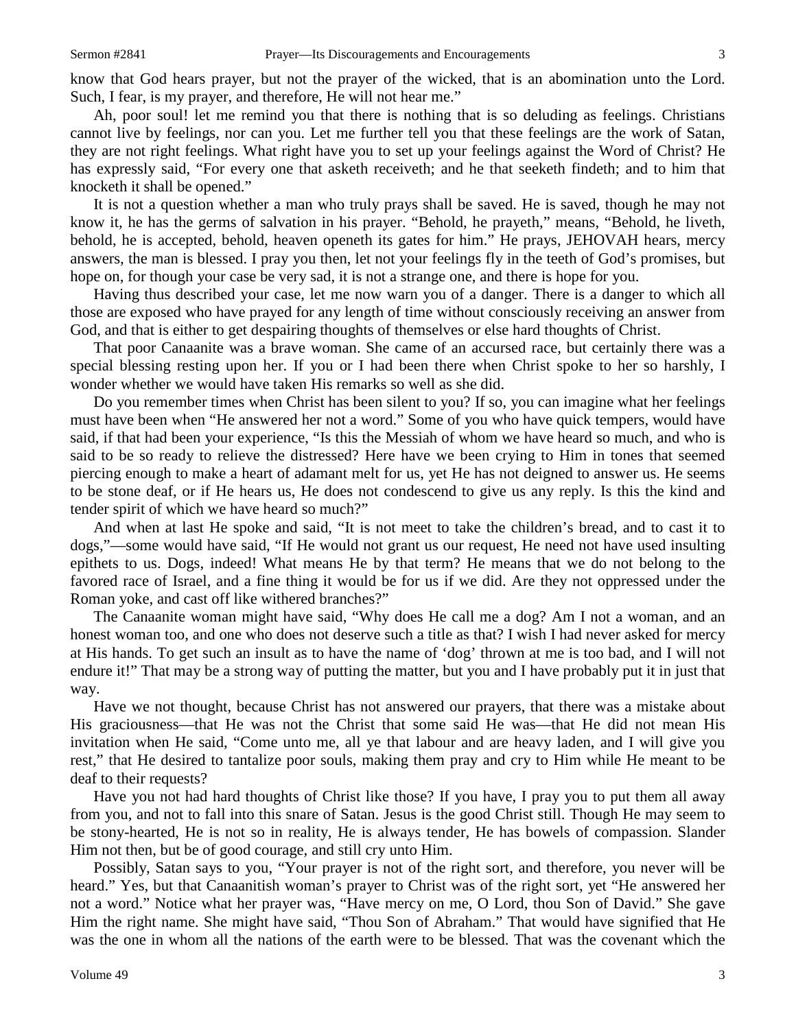know that God hears prayer, but not the prayer of the wicked, that is an abomination unto the Lord. Such, I fear, is my prayer, and therefore, He will not hear me."

Ah, poor soul! let me remind you that there is nothing that is so deluding as feelings. Christians cannot live by feelings, nor can you. Let me further tell you that these feelings are the work of Satan, they are not right feelings. What right have you to set up your feelings against the Word of Christ? He has expressly said, "For every one that asketh receiveth; and he that seeketh findeth; and to him that knocketh it shall be opened."

It is not a question whether a man who truly prays shall be saved. He is saved, though he may not know it, he has the germs of salvation in his prayer. "Behold, he prayeth," means, "Behold, he liveth, behold, he is accepted, behold, heaven openeth its gates for him." He prays, JEHOVAH hears, mercy answers, the man is blessed. I pray you then, let not your feelings fly in the teeth of God's promises, but hope on, for though your case be very sad, it is not a strange one, and there is hope for you.

Having thus described your case, let me now warn you of a danger. There is a danger to which all those are exposed who have prayed for any length of time without consciously receiving an answer from God, and that is either to get despairing thoughts of themselves or else hard thoughts of Christ.

That poor Canaanite was a brave woman. She came of an accursed race, but certainly there was a special blessing resting upon her. If you or I had been there when Christ spoke to her so harshly, I wonder whether we would have taken His remarks so well as she did.

Do you remember times when Christ has been silent to you? If so, you can imagine what her feelings must have been when "He answered her not a word." Some of you who have quick tempers, would have said, if that had been your experience, "Is this the Messiah of whom we have heard so much, and who is said to be so ready to relieve the distressed? Here have we been crying to Him in tones that seemed piercing enough to make a heart of adamant melt for us, yet He has not deigned to answer us. He seems to be stone deaf, or if He hears us, He does not condescend to give us any reply. Is this the kind and tender spirit of which we have heard so much?"

And when at last He spoke and said, "It is not meet to take the children's bread, and to cast it to dogs,"—some would have said, "If He would not grant us our request, He need not have used insulting epithets to us. Dogs, indeed! What means He by that term? He means that we do not belong to the favored race of Israel, and a fine thing it would be for us if we did. Are they not oppressed under the Roman yoke, and cast off like withered branches?"

The Canaanite woman might have said, "Why does He call me a dog? Am I not a woman, and an honest woman too, and one who does not deserve such a title as that? I wish I had never asked for mercy at His hands. To get such an insult as to have the name of 'dog' thrown at me is too bad, and I will not endure it!" That may be a strong way of putting the matter, but you and I have probably put it in just that way.

Have we not thought, because Christ has not answered our prayers, that there was a mistake about His graciousness—that He was not the Christ that some said He was—that He did not mean His invitation when He said, "Come unto me, all ye that labour and are heavy laden, and I will give you rest," that He desired to tantalize poor souls, making them pray and cry to Him while He meant to be deaf to their requests?

Have you not had hard thoughts of Christ like those? If you have, I pray you to put them all away from you, and not to fall into this snare of Satan. Jesus is the good Christ still. Though He may seem to be stony-hearted, He is not so in reality, He is always tender, He has bowels of compassion. Slander Him not then, but be of good courage, and still cry unto Him.

Possibly, Satan says to you, "Your prayer is not of the right sort, and therefore, you never will be heard." Yes, but that Canaanitish woman's prayer to Christ was of the right sort, yet "He answered her not a word." Notice what her prayer was, "Have mercy on me, O Lord, thou Son of David." She gave Him the right name. She might have said, "Thou Son of Abraham." That would have signified that He was the one in whom all the nations of the earth were to be blessed. That was the covenant which the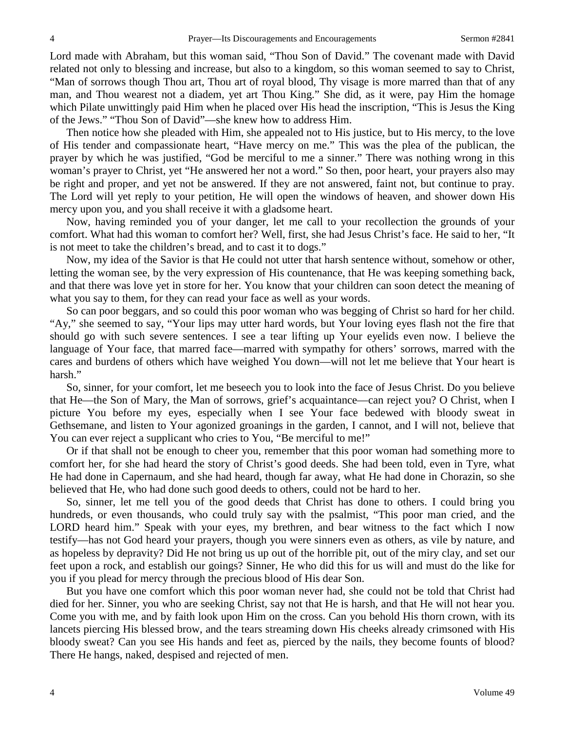Lord made with Abraham, but this woman said, "Thou Son of David." The covenant made with David related not only to blessing and increase, but also to a kingdom, so this woman seemed to say to Christ, "Man of sorrows though Thou art, Thou art of royal blood, Thy visage is more marred than that of any man, and Thou wearest not a diadem, yet art Thou King." She did, as it were, pay Him the homage which Pilate unwittingly paid Him when he placed over His head the inscription, "This is Jesus the King of the Jews." "Thou Son of David"—she knew how to address Him.

Then notice how she pleaded with Him, she appealed not to His justice, but to His mercy, to the love of His tender and compassionate heart, "Have mercy on me." This was the plea of the publican, the prayer by which he was justified, "God be merciful to me a sinner." There was nothing wrong in this woman's prayer to Christ, yet "He answered her not a word." So then, poor heart, your prayers also may be right and proper, and yet not be answered. If they are not answered, faint not, but continue to pray. The Lord will yet reply to your petition, He will open the windows of heaven, and shower down His mercy upon you, and you shall receive it with a gladsome heart.

Now, having reminded you of your danger, let me call to your recollection the grounds of your comfort. What had this woman to comfort her? Well, first, she had Jesus Christ's face. He said to her, "It is not meet to take the children's bread, and to cast it to dogs."

Now, my idea of the Savior is that He could not utter that harsh sentence without, somehow or other, letting the woman see, by the very expression of His countenance, that He was keeping something back, and that there was love yet in store for her. You know that your children can soon detect the meaning of what you say to them, for they can read your face as well as your words.

So can poor beggars, and so could this poor woman who was begging of Christ so hard for her child. "Ay," she seemed to say, "Your lips may utter hard words, but Your loving eyes flash not the fire that should go with such severe sentences. I see a tear lifting up Your eyelids even now. I believe the language of Your face, that marred face—marred with sympathy for others' sorrows, marred with the cares and burdens of others which have weighed You down—will not let me believe that Your heart is harsh."

So, sinner, for your comfort, let me beseech you to look into the face of Jesus Christ. Do you believe that He—the Son of Mary, the Man of sorrows, grief's acquaintance—can reject you? O Christ, when I picture You before my eyes, especially when I see Your face bedewed with bloody sweat in Gethsemane, and listen to Your agonized groanings in the garden, I cannot, and I will not, believe that You can ever reject a supplicant who cries to You, "Be merciful to me!"

Or if that shall not be enough to cheer you, remember that this poor woman had something more to comfort her, for she had heard the story of Christ's good deeds. She had been told, even in Tyre, what He had done in Capernaum, and she had heard, though far away, what He had done in Chorazin, so she believed that He, who had done such good deeds to others, could not be hard to her.

So, sinner, let me tell you of the good deeds that Christ has done to others. I could bring you hundreds, or even thousands, who could truly say with the psalmist, "This poor man cried, and the LORD heard him." Speak with your eyes, my brethren, and bear witness to the fact which I now testify—has not God heard your prayers, though you were sinners even as others, as vile by nature, and as hopeless by depravity? Did He not bring us up out of the horrible pit, out of the miry clay, and set our feet upon a rock, and establish our goings? Sinner, He who did this for us will and must do the like for you if you plead for mercy through the precious blood of His dear Son.

But you have one comfort which this poor woman never had, she could not be told that Christ had died for her. Sinner, you who are seeking Christ, say not that He is harsh, and that He will not hear you. Come you with me, and by faith look upon Him on the cross. Can you behold His thorn crown, with its lancets piercing His blessed brow, and the tears streaming down His cheeks already crimsoned with His bloody sweat? Can you see His hands and feet as, pierced by the nails, they become founts of blood? There He hangs, naked, despised and rejected of men.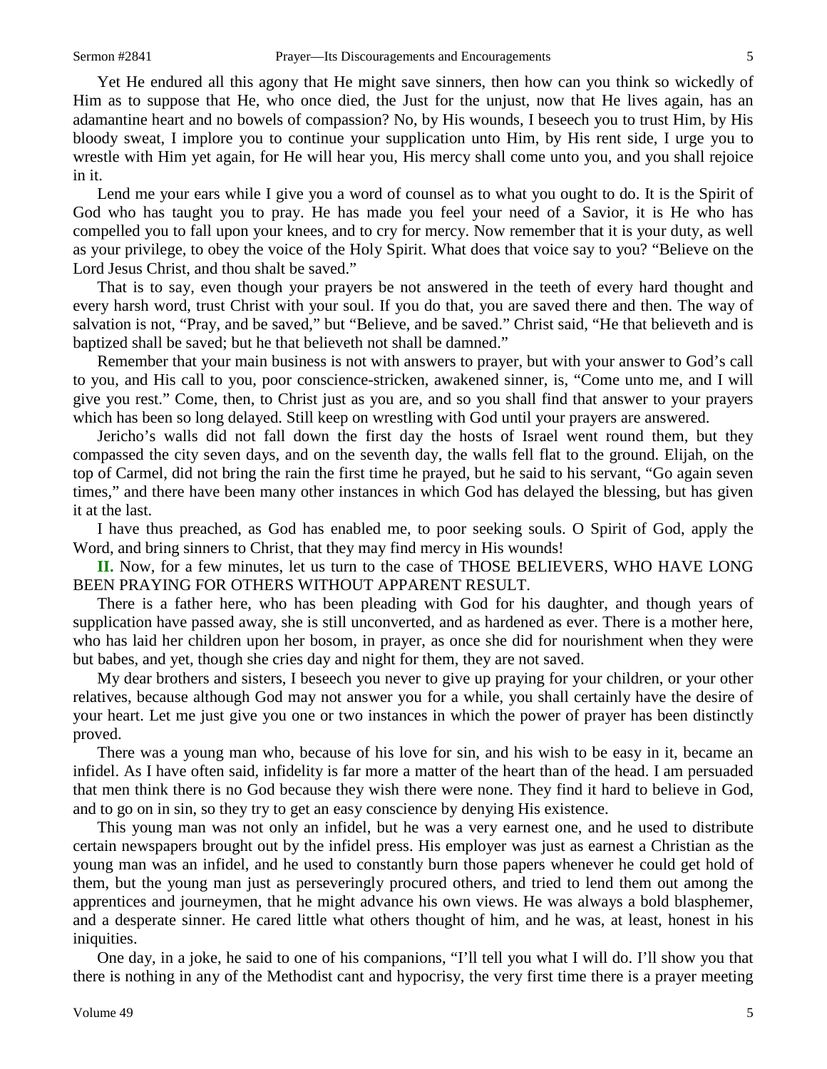Yet He endured all this agony that He might save sinners, then how can you think so wickedly of Him as to suppose that He, who once died, the Just for the unjust, now that He lives again, has an adamantine heart and no bowels of compassion? No, by His wounds, I beseech you to trust Him, by His bloody sweat, I implore you to continue your supplication unto Him, by His rent side, I urge you to wrestle with Him yet again, for He will hear you, His mercy shall come unto you, and you shall rejoice in it.

Lend me your ears while I give you a word of counsel as to what you ought to do. It is the Spirit of God who has taught you to pray. He has made you feel your need of a Savior, it is He who has compelled you to fall upon your knees, and to cry for mercy. Now remember that it is your duty, as well as your privilege, to obey the voice of the Holy Spirit. What does that voice say to you? "Believe on the Lord Jesus Christ, and thou shalt be saved."

That is to say, even though your prayers be not answered in the teeth of every hard thought and every harsh word, trust Christ with your soul. If you do that, you are saved there and then. The way of salvation is not, "Pray, and be saved," but "Believe, and be saved." Christ said, "He that believeth and is baptized shall be saved; but he that believeth not shall be damned."

Remember that your main business is not with answers to prayer, but with your answer to God's call to you, and His call to you, poor conscience-stricken, awakened sinner, is, "Come unto me, and I will give you rest." Come, then, to Christ just as you are, and so you shall find that answer to your prayers which has been so long delayed. Still keep on wrestling with God until your prayers are answered.

Jericho's walls did not fall down the first day the hosts of Israel went round them, but they compassed the city seven days, and on the seventh day, the walls fell flat to the ground. Elijah, on the top of Carmel, did not bring the rain the first time he prayed, but he said to his servant, "Go again seven times," and there have been many other instances in which God has delayed the blessing, but has given it at the last.

I have thus preached, as God has enabled me, to poor seeking souls. O Spirit of God, apply the Word, and bring sinners to Christ, that they may find mercy in His wounds!

**II.** Now, for a few minutes, let us turn to the case of THOSE BELIEVERS, WHO HAVE LONG BEEN PRAYING FOR OTHERS WITHOUT APPARENT RESULT.

There is a father here, who has been pleading with God for his daughter, and though years of supplication have passed away, she is still unconverted, and as hardened as ever. There is a mother here, who has laid her children upon her bosom, in prayer, as once she did for nourishment when they were but babes, and yet, though she cries day and night for them, they are not saved.

My dear brothers and sisters, I beseech you never to give up praying for your children, or your other relatives, because although God may not answer you for a while, you shall certainly have the desire of your heart. Let me just give you one or two instances in which the power of prayer has been distinctly proved.

There was a young man who, because of his love for sin, and his wish to be easy in it, became an infidel. As I have often said, infidelity is far more a matter of the heart than of the head. I am persuaded that men think there is no God because they wish there were none. They find it hard to believe in God, and to go on in sin, so they try to get an easy conscience by denying His existence.

This young man was not only an infidel, but he was a very earnest one, and he used to distribute certain newspapers brought out by the infidel press. His employer was just as earnest a Christian as the young man was an infidel, and he used to constantly burn those papers whenever he could get hold of them, but the young man just as perseveringly procured others, and tried to lend them out among the apprentices and journeymen, that he might advance his own views. He was always a bold blasphemer, and a desperate sinner. He cared little what others thought of him, and he was, at least, honest in his iniquities.

One day, in a joke, he said to one of his companions, "I'll tell you what I will do. I'll show you that there is nothing in any of the Methodist cant and hypocrisy, the very first time there is a prayer meeting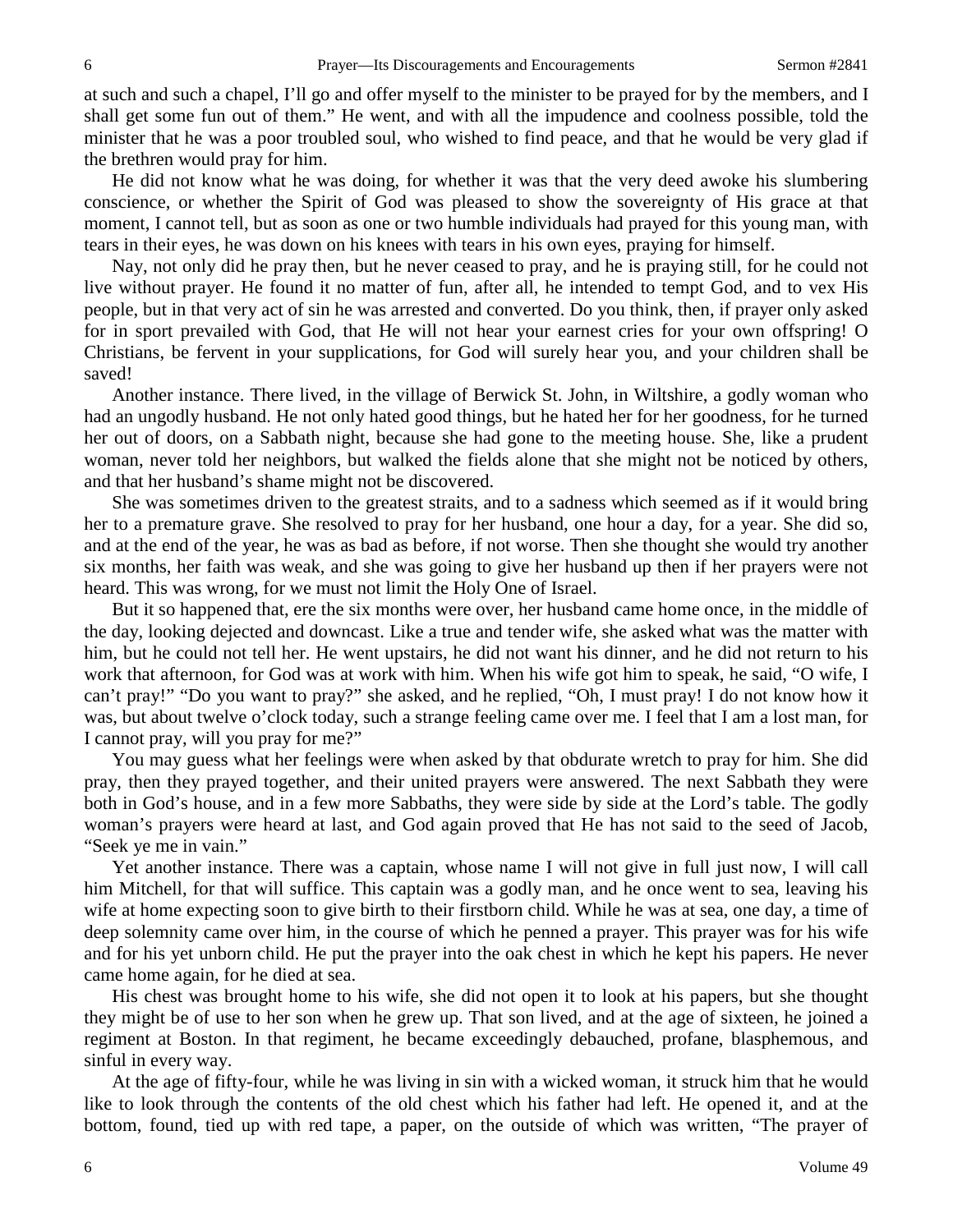at such and such a chapel, I'll go and offer myself to the minister to be prayed for by the members, and I shall get some fun out of them." He went, and with all the impudence and coolness possible, told the minister that he was a poor troubled soul, who wished to find peace, and that he would be very glad if the brethren would pray for him.

He did not know what he was doing, for whether it was that the very deed awoke his slumbering conscience, or whether the Spirit of God was pleased to show the sovereignty of His grace at that moment, I cannot tell, but as soon as one or two humble individuals had prayed for this young man, with tears in their eyes, he was down on his knees with tears in his own eyes, praying for himself.

Nay, not only did he pray then, but he never ceased to pray, and he is praying still, for he could not live without prayer. He found it no matter of fun, after all, he intended to tempt God, and to vex His people, but in that very act of sin he was arrested and converted. Do you think, then, if prayer only asked for in sport prevailed with God, that He will not hear your earnest cries for your own offspring! O Christians, be fervent in your supplications, for God will surely hear you, and your children shall be saved!

Another instance. There lived, in the village of Berwick St. John, in Wiltshire, a godly woman who had an ungodly husband. He not only hated good things, but he hated her for her goodness, for he turned her out of doors, on a Sabbath night, because she had gone to the meeting house. She, like a prudent woman, never told her neighbors, but walked the fields alone that she might not be noticed by others, and that her husband's shame might not be discovered.

She was sometimes driven to the greatest straits, and to a sadness which seemed as if it would bring her to a premature grave. She resolved to pray for her husband, one hour a day, for a year. She did so, and at the end of the year, he was as bad as before, if not worse. Then she thought she would try another six months, her faith was weak, and she was going to give her husband up then if her prayers were not heard. This was wrong, for we must not limit the Holy One of Israel.

But it so happened that, ere the six months were over, her husband came home once, in the middle of the day, looking dejected and downcast. Like a true and tender wife, she asked what was the matter with him, but he could not tell her. He went upstairs, he did not want his dinner, and he did not return to his work that afternoon, for God was at work with him. When his wife got him to speak, he said, "O wife, I can't pray!" "Do you want to pray?" she asked, and he replied, "Oh, I must pray! I do not know how it was, but about twelve o'clock today, such a strange feeling came over me. I feel that I am a lost man, for I cannot pray, will you pray for me?"

You may guess what her feelings were when asked by that obdurate wretch to pray for him. She did pray, then they prayed together, and their united prayers were answered. The next Sabbath they were both in God's house, and in a few more Sabbaths, they were side by side at the Lord's table. The godly woman's prayers were heard at last, and God again proved that He has not said to the seed of Jacob, "Seek ye me in vain."

Yet another instance. There was a captain, whose name I will not give in full just now, I will call him Mitchell, for that will suffice. This captain was a godly man, and he once went to sea, leaving his wife at home expecting soon to give birth to their firstborn child. While he was at sea, one day, a time of deep solemnity came over him, in the course of which he penned a prayer. This prayer was for his wife and for his yet unborn child. He put the prayer into the oak chest in which he kept his papers. He never came home again, for he died at sea.

His chest was brought home to his wife, she did not open it to look at his papers, but she thought they might be of use to her son when he grew up. That son lived, and at the age of sixteen, he joined a regiment at Boston. In that regiment, he became exceedingly debauched, profane, blasphemous, and sinful in every way.

At the age of fifty-four, while he was living in sin with a wicked woman, it struck him that he would like to look through the contents of the old chest which his father had left. He opened it, and at the bottom, found, tied up with red tape, a paper, on the outside of which was written, "The prayer of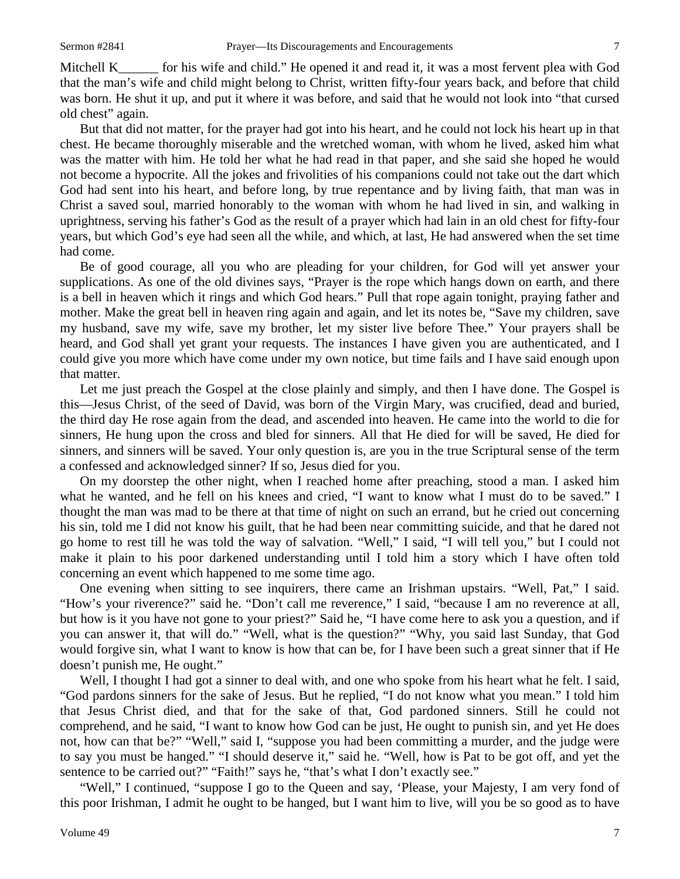Mitchell K______ for his wife and child." He opened it and read it, it was a most fervent plea with God that the man's wife and child might belong to Christ, written fifty-four years back, and before that child was born. He shut it up, and put it where it was before, and said that he would not look into "that cursed old chest" again.

But that did not matter, for the prayer had got into his heart, and he could not lock his heart up in that chest. He became thoroughly miserable and the wretched woman, with whom he lived, asked him what was the matter with him. He told her what he had read in that paper, and she said she hoped he would not become a hypocrite. All the jokes and frivolities of his companions could not take out the dart which God had sent into his heart, and before long, by true repentance and by living faith, that man was in Christ a saved soul, married honorably to the woman with whom he had lived in sin, and walking in uprightness, serving his father's God as the result of a prayer which had lain in an old chest for fifty-four years, but which God's eye had seen all the while, and which, at last, He had answered when the set time had come.

Be of good courage, all you who are pleading for your children, for God will yet answer your supplications. As one of the old divines says, "Prayer is the rope which hangs down on earth, and there is a bell in heaven which it rings and which God hears." Pull that rope again tonight, praying father and mother. Make the great bell in heaven ring again and again, and let its notes be, "Save my children, save my husband, save my wife, save my brother, let my sister live before Thee." Your prayers shall be heard, and God shall yet grant your requests. The instances I have given you are authenticated, and I could give you more which have come under my own notice, but time fails and I have said enough upon that matter.

Let me just preach the Gospel at the close plainly and simply, and then I have done. The Gospel is this—Jesus Christ, of the seed of David, was born of the Virgin Mary, was crucified, dead and buried, the third day He rose again from the dead, and ascended into heaven. He came into the world to die for sinners, He hung upon the cross and bled for sinners. All that He died for will be saved, He died for sinners, and sinners will be saved. Your only question is, are you in the true Scriptural sense of the term a confessed and acknowledged sinner? If so, Jesus died for you.

On my doorstep the other night, when I reached home after preaching, stood a man. I asked him what he wanted, and he fell on his knees and cried, "I want to know what I must do to be saved." I thought the man was mad to be there at that time of night on such an errand, but he cried out concerning his sin, told me I did not know his guilt, that he had been near committing suicide, and that he dared not go home to rest till he was told the way of salvation. "Well," I said, "I will tell you," but I could not make it plain to his poor darkened understanding until I told him a story which I have often told concerning an event which happened to me some time ago.

One evening when sitting to see inquirers, there came an Irishman upstairs. "Well, Pat," I said. "How's your riverence?" said he. "Don't call me reverence," I said, "because I am no reverence at all, but how is it you have not gone to your priest?" Said he, "I have come here to ask you a question, and if you can answer it, that will do." "Well, what is the question?" "Why, you said last Sunday, that God would forgive sin, what I want to know is how that can be, for I have been such a great sinner that if He doesn't punish me, He ought."

Well, I thought I had got a sinner to deal with, and one who spoke from his heart what he felt. I said, "God pardons sinners for the sake of Jesus. But he replied, "I do not know what you mean." I told him that Jesus Christ died, and that for the sake of that, God pardoned sinners. Still he could not comprehend, and he said, "I want to know how God can be just, He ought to punish sin, and yet He does not, how can that be?" "Well," said I, "suppose you had been committing a murder, and the judge were to say you must be hanged." "I should deserve it," said he. "Well, how is Pat to be got off, and yet the sentence to be carried out?" "Faith!" says he, "that's what I don't exactly see."

"Well," I continued, "suppose I go to the Queen and say, 'Please, your Majesty, I am very fond of this poor Irishman, I admit he ought to be hanged, but I want him to live, will you be so good as to have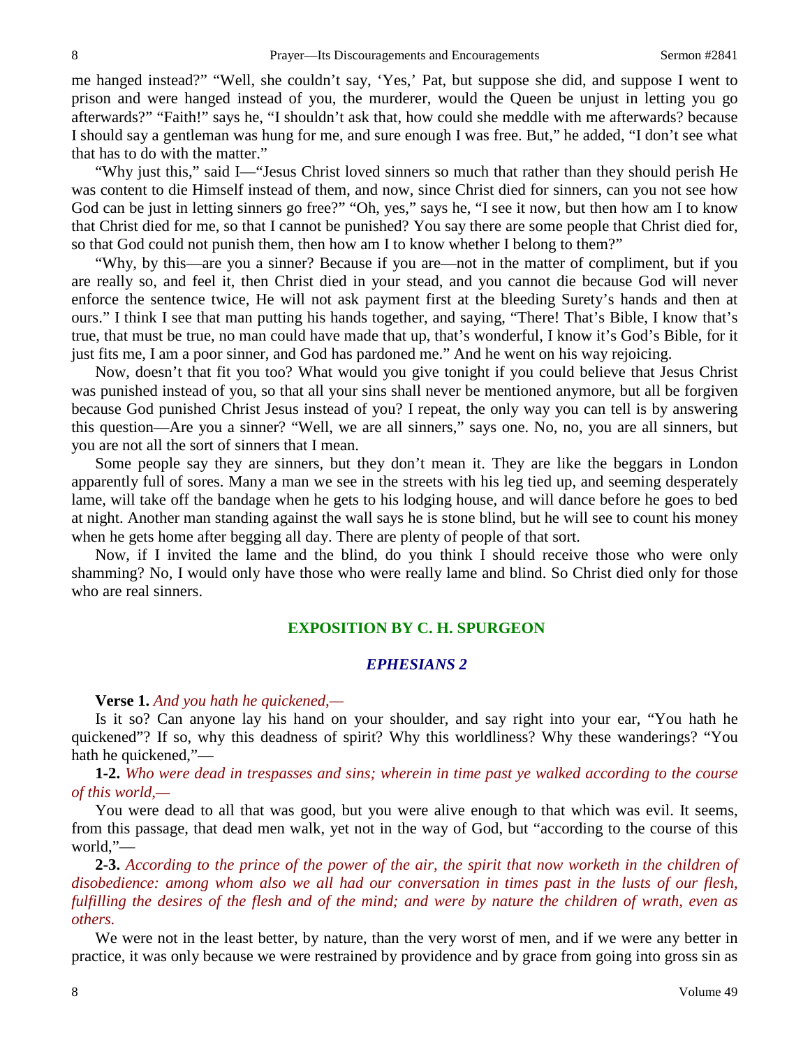me hanged instead?" "Well, she couldn't say, 'Yes,' Pat, but suppose she did, and suppose I went to prison and were hanged instead of you, the murderer, would the Queen be unjust in letting you go afterwards?" "Faith!" says he, "I shouldn't ask that, how could she meddle with me afterwards? because I should say a gentleman was hung for me, and sure enough I was free. But," he added, "I don't see what that has to do with the matter."

"Why just this," said I—"Jesus Christ loved sinners so much that rather than they should perish He was content to die Himself instead of them, and now, since Christ died for sinners, can you not see how God can be just in letting sinners go free?" "Oh, yes," says he, "I see it now, but then how am I to know that Christ died for me, so that I cannot be punished? You say there are some people that Christ died for, so that God could not punish them, then how am I to know whether I belong to them?"

"Why, by this—are you a sinner? Because if you are—not in the matter of compliment, but if you are really so, and feel it, then Christ died in your stead, and you cannot die because God will never enforce the sentence twice, He will not ask payment first at the bleeding Surety's hands and then at ours." I think I see that man putting his hands together, and saying, "There! That's Bible, I know that's true, that must be true, no man could have made that up, that's wonderful, I know it's God's Bible, for it just fits me, I am a poor sinner, and God has pardoned me." And he went on his way rejoicing.

Now, doesn't that fit you too? What would you give tonight if you could believe that Jesus Christ was punished instead of you, so that all your sins shall never be mentioned anymore, but all be forgiven because God punished Christ Jesus instead of you? I repeat, the only way you can tell is by answering this question—Are you a sinner? "Well, we are all sinners," says one. No, no, you are all sinners, but you are not all the sort of sinners that I mean.

Some people say they are sinners, but they don't mean it. They are like the beggars in London apparently full of sores. Many a man we see in the streets with his leg tied up, and seeming desperately lame, will take off the bandage when he gets to his lodging house, and will dance before he goes to bed at night. Another man standing against the wall says he is stone blind, but he will see to count his money when he gets home after begging all day. There are plenty of people of that sort.

Now, if I invited the lame and the blind, do you think I should receive those who were only shamming? No, I would only have those who were really lame and blind. So Christ died only for those who are real sinners.

## EXPOSITION BY C. H. SPURGEON

### *EPHESIANS 2*

**Verse 1.** *And you hath he quickened,—*

Is it so? Can anyone lay his hand on your shoulder, and say right into your ear, "You hath he quickened"? If so, why this deadness of spirit? Why this worldliness? Why these wanderings? "You hath he quickened,"—

**1-2.** *Who were dead in trespasses and sins; wherein in time past ye walked according to the course of this world,—*

You were dead to all that was good, but you were alive enough to that which was evil. It seems, from this passage, that dead men walk, yet not in the way of God, but "according to the course of this world,"—

**2-3.** *According to the prince of the power of the air, the spirit that now worketh in the children of disobedience: among whom also we all had our conversation in times past in the lusts of our flesh, fulfilling the desires of the flesh and of the mind; and were by nature the children of wrath, even as others.*

We were not in the least better, by nature, than the very worst of men, and if we were any better in practice, it was only because we were restrained by providence and by grace from going into gross sin as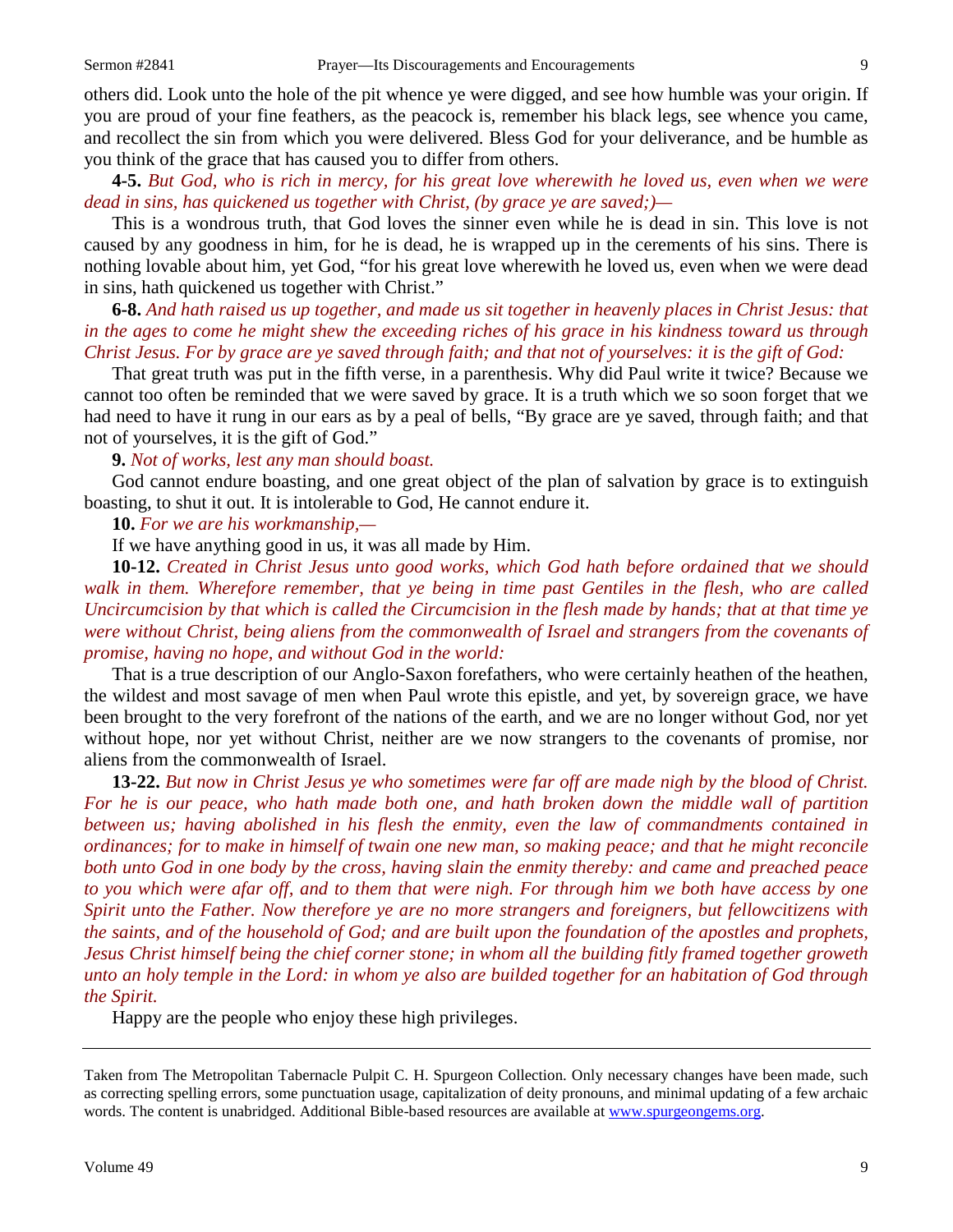others did. Look unto the hole of the pit whence ye were digged, and see how humble was your origin. If you are proud of your fine feathers, as the peacock is, remember his black legs, see whence you came, and recollect the sin from which you were delivered. Bless God for your deliverance, and be humble as you think of the grace that has caused you to differ from others.

**4-5.** *But God, who is rich in mercy, for his great love wherewith he loved us, even when we were dead in sins, has quickened us together with Christ, (by grace ye are saved;)—*

This is a wondrous truth, that God loves the sinner even while he is dead in sin. This love is not caused by any goodness in him, for he is dead, he is wrapped up in the cerements of his sins. There is nothing lovable about him, yet God, "for his great love wherewith he loved us, even when we were dead in sins, hath quickened us together with Christ."

**6-8.** *And hath raised us up together, and made us sit together in heavenly places in Christ Jesus: that in the ages to come he might shew the exceeding riches of his grace in his kindness toward us through Christ Jesus. For by grace are ye saved through faith; and that not of yourselves: it is the gift of God:*

That great truth was put in the fifth verse, in a parenthesis. Why did Paul write it twice? Because we cannot too often be reminded that we were saved by grace. It is a truth which we so soon forget that we had need to have it rung in our ears as by a peal of bells, "By grace are ye saved, through faith; and that not of yourselves, it is the gift of God."

**9.** *Not of works, lest any man should boast.*

God cannot endure boasting, and one great object of the plan of salvation by grace is to extinguish boasting, to shut it out. It is intolerable to God, He cannot endure it.

**10.** *For we are his workmanship,—*

If we have anything good in us, it was all made by Him.

**10-12.** *Created in Christ Jesus unto good works, which God hath before ordained that we should walk in them. Wherefore remember, that ye being in time past Gentiles in the flesh, who are called Uncircumcision by that which is called the Circumcision in the flesh made by hands; that at that time ye were without Christ, being aliens from the commonwealth of Israel and strangers from the covenants of promise, having no hope, and without God in the world:*

That is a true description of our Anglo-Saxon forefathers, who were certainly heathen of the heathen, the wildest and most savage of men when Paul wrote this epistle, and yet, by sovereign grace, we have been brought to the very forefront of the nations of the earth, and we are no longer without God, nor yet without hope, nor yet without Christ, neither are we now strangers to the covenants of promise, nor aliens from the commonwealth of Israel.

**13-22.** *But now in Christ Jesus ye who sometimes were far off are made nigh by the blood of Christ. For he is our peace, who hath made both one, and hath broken down the middle wall of partition between us; having abolished in his flesh the enmity, even the law of commandments contained in ordinances; for to make in himself of twain one new man, so making peace; and that he might reconcile both unto God in one body by the cross, having slain the enmity thereby: and came and preached peace to you which were afar off, and to them that were nigh. For through him we both have access by one Spirit unto the Father. Now therefore ye are no more strangers and foreigners, but fellowcitizens with the saints, and of the household of God; and are built upon the foundation of the apostles and prophets, Jesus Christ himself being the chief corner stone; in whom all the building fitly framed together groweth unto an holy temple in the Lord: in whom ye also are builded together for an habitation of God through the Spirit.*

Happy are the people who enjoy these high privileges.

---

Taken from The Metropolitan Tabernacle Pulpit C. H. Spurgeon Collection. Only necessary changes have been made, such as correcting spelling errors, some punctuation usage, capitalization of deity pronouns, and minimal updating of a few archaic words. The content is unabridged. Additional Bible-based resources are available at www.spurgeongems.org.